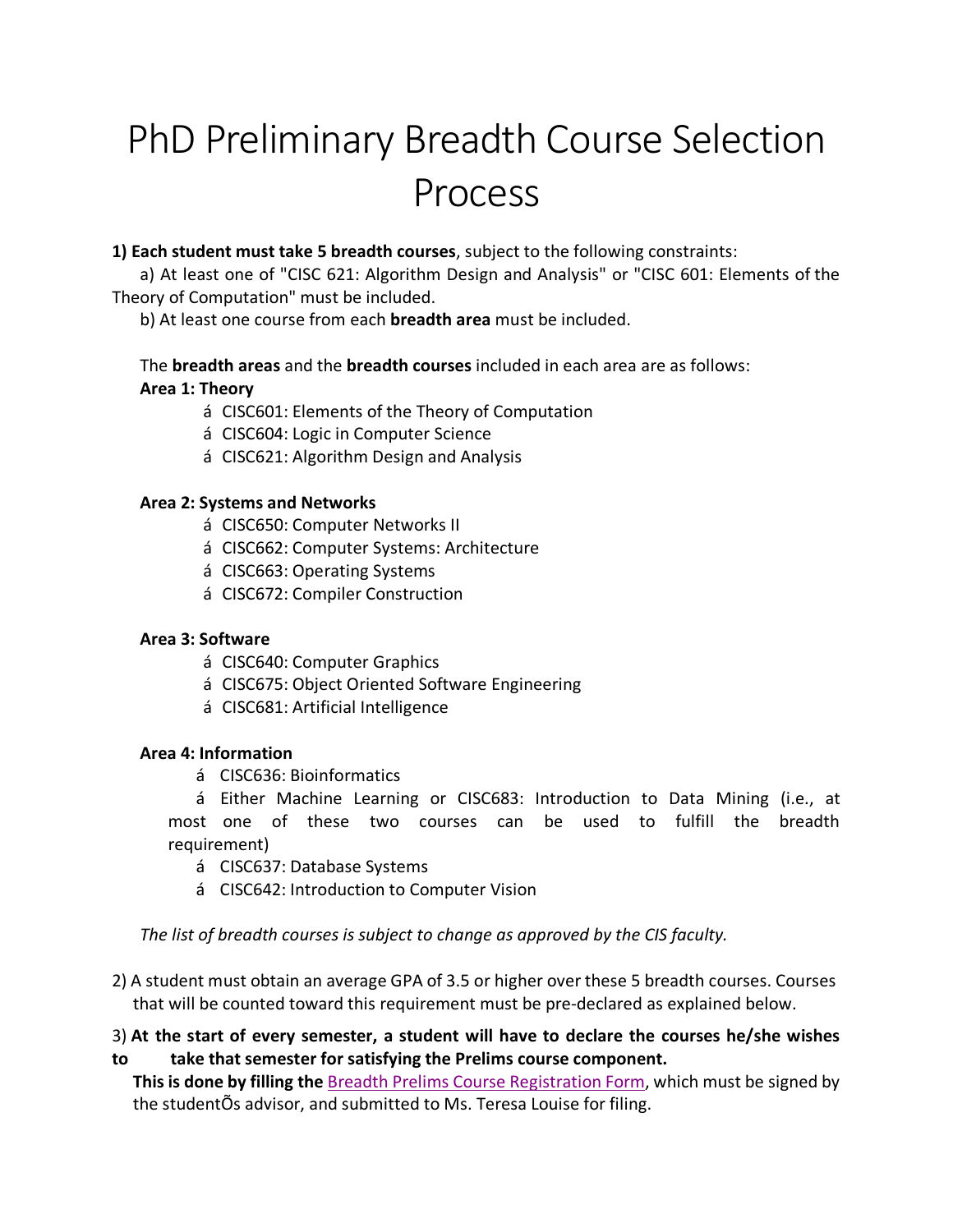# PhD Preliminary Breadth Course Selection Process

**1) Each student must take 5 breadth courses**, subject to the following constraints:

a) At least one of "CISC 621: Algorithm Design and Analysis" or "CISC 601: Elements of the Theory of Computation" must be included.

b) At least one course from each **breadth area** must be included.

The **breadth areas** and the **breadth courses** included in each area are as follows:

**Area 1: Theory**

- CISC601: Elements of the Theory of Computation
- CISC604: Logic in Computer Science
- CISC621: Algorithm Design and Analysis

**Area 2: Systems and Networks**

- CISC650: Computer Networks II
- CISC662: Computer Systems: Architecture
- CISC663: Operating Systems
- CISC672: Compiler Construction

**Area 3: Software**

- CISC640: Computer Graphics
- CISC675: Object Oriented Software Engineering
- CISC681: Artificial Intelligence

**Area 4: Information**

- CISC636: Bioinformatics
- Either Machine Learning or CISC683: Introduction to Data Mining (i.e., at most one of these two courses can be used to fulfill the breadth requirement)
- CISC637: Database Systems
- CISC642: Introduction to Computer Vision

*The list of breadth courses is subject to change as approved by the CIS faculty.*

2) A student must obtain an average GPA of 3.5 or higher over these 5 breadth courses. Courses that will be counted toward this requirement must be pre-declared as explained below.

3) **At the start of every semester, a student will have to declare the courses he/she wishes to take that semester for satisfying the Prelims course component.**
**This is done by filling the** Breadth Prelims Course Registration Form, which must be signed by the studentÕs advisor, and submitted to Ms. Teresa Louise for filing.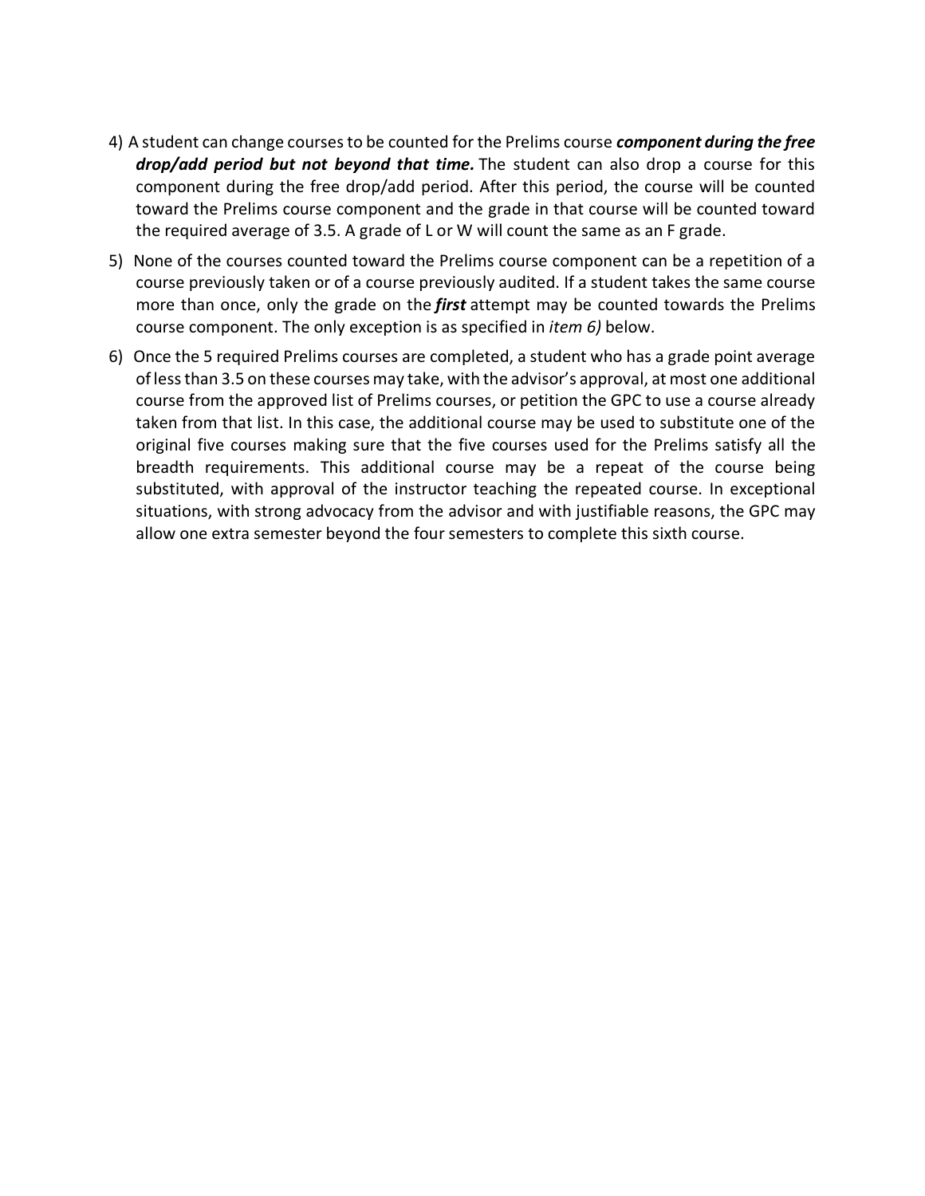4) A student can change courses to be counted for the Prelims course ***component during the free drop/add period but not beyond that time.*** The student can also drop a course for this component during the free drop/add period. After this period, the course will be counted toward the Prelims course component and the grade in that course will be counted toward the required average of 3.5. A grade of L or W will count the same as an F grade.

5) None of the courses counted toward the Prelims course component can be a repetition of a course previously taken or of a course previously audited. If a student takes the same course more than once, only the grade on the ***first*** attempt may be counted towards the Prelims course component. The only exception is as specified in *item 6)* below.

6) Once the 5 required Prelims courses are completed, a student who has a grade point average of less than 3.5 on these courses may take, with the advisor's approval, at most one additional course from the approved list of Prelims courses, or petition the GPC to use a course already taken from that list. In this case, the additional course may be used to substitute one of the original five courses making sure that the five courses used for the Prelims satisfy all the breadth requirements. This additional course may be a repeat of the course being substituted, with approval of the instructor teaching the repeated course. In exceptional situations, with strong advocacy from the advisor and with justifiable reasons, the GPC may allow one extra semester beyond the four semesters to complete this sixth course.